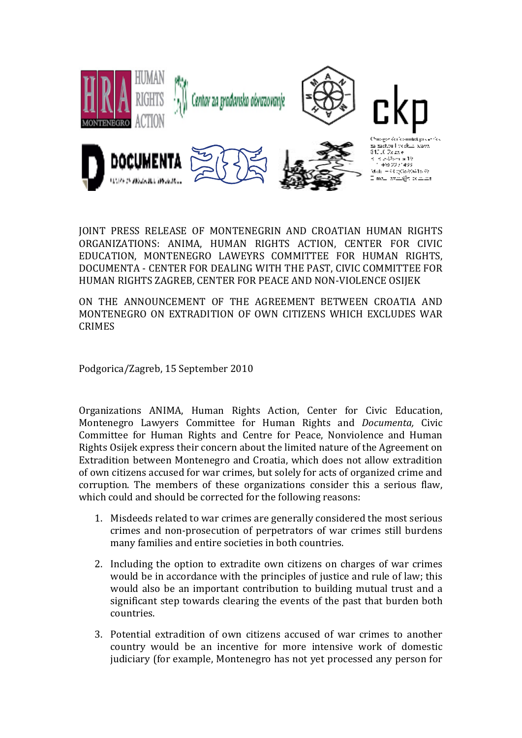JOINT PRESS RELEASE OF MONTENEGRIN AND CROATIAN HUMAN RIGHTS ORGANIZATIONS: ANIMA, HUMAN RIGHTS ACTION, CENTER FOR CIVIC EDUCATION, MONTENEGRO LAWEYRS COMMITTEE FOR HUMAN RIGHTS, DOCUMENTA - CENTER FOR DEALING WITH THE PAST, CIVIC COMMITTEE FOR HUMAN RIGHTS ZAGREB, CENTER FOR PEACE AND NON-VIOLENCE OSIJEK

ON THE ANNOUNCEMENT OF THE AGREEMENT BETWEEN CROATIA AND MONTENEGRO ON EXTRADITION OF OWN CITIZENS WHICH EXCLUDES WAR CRIMES

Podgorica/Zagreb, 15 September 2010

Organizations ANIMA, Human Rights Action, Center for Civic Education, Montenegro Lawyers Committee for Human Rights and *Documenta,* Civic Committee for Human Rights and Centre for Peace, Nonviolence and Human Rights Osijek express their concern about the limited nature of the Agreement on Extradition between Montenegro and Croatia, which does not allow extradition of own citizens accused for war crimes, but solely for acts of organized crime and corruption. The members of these organizations consider this a serious flaw, which could and should be corrected for the following reasons:

1. Misdeeds related to war crimes are generally considered the most serious crimes and non-prosecution of perpetrators of war crimes still burdens many families and entire societies in both countries.
2. Including the option to extradite own citizens on charges of war crimes would be in accordance with the principles of justice and rule of law; this would also be an important contribution to building mutual trust and a significant step towards clearing the events of the past that burden both countries.
3. Potential extradition of own citizens accused of war crimes to another country would be an incentive for more intensive work of domestic judiciary (for example, Montenegro has not yet processed any person for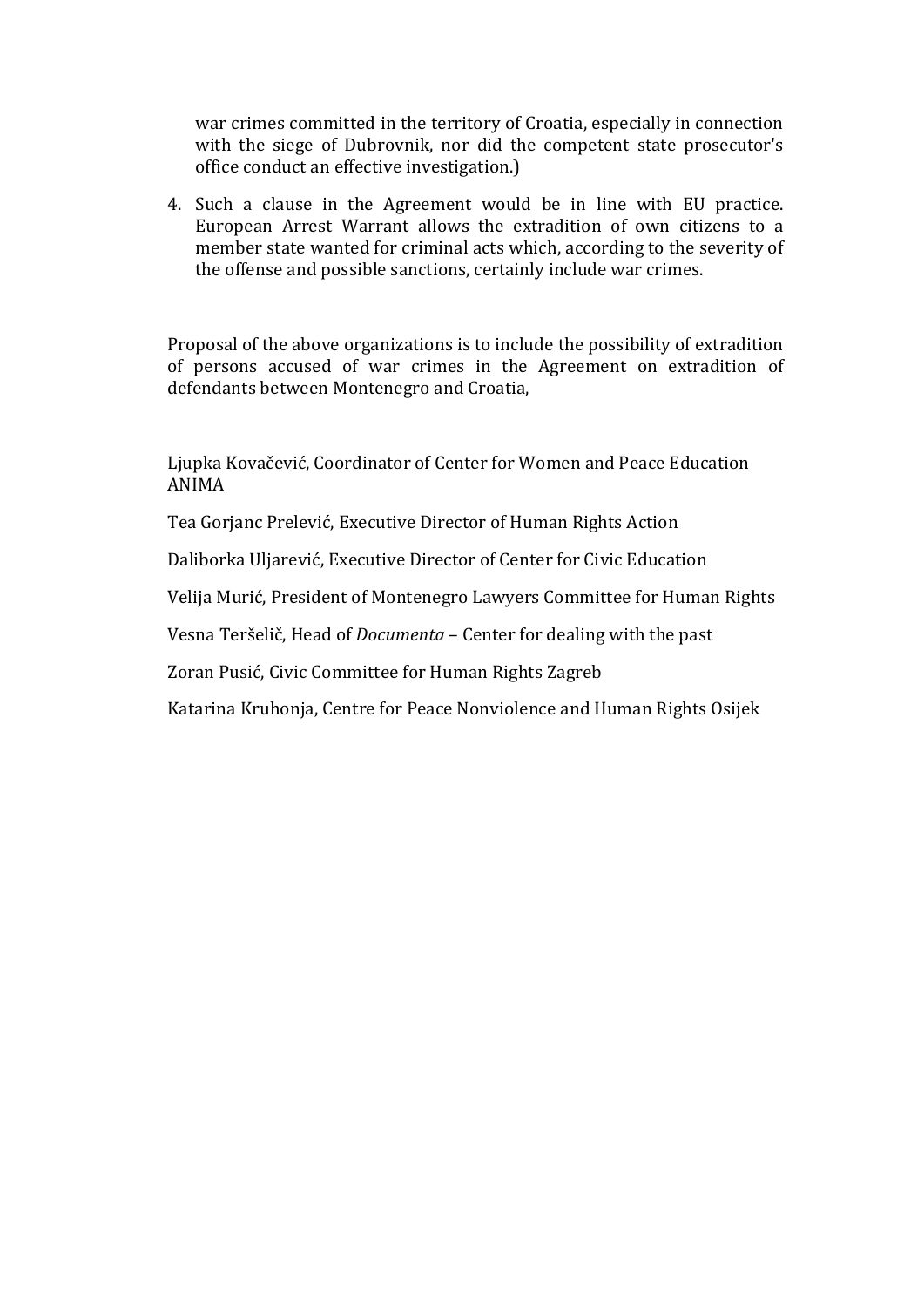war crimes committed in the territory of Croatia, especially in connection with the siege of Dubrovnik, nor did the competent state prosecutor's office conduct an effective investigation.)

4. Such a clause in the Agreement would be in line with EU practice. European Arrest Warrant allows the extradition of own citizens to a member state wanted for criminal acts which, according to the severity of the offense and possible sanctions, certainly include war crimes.

Proposal of the above organizations is to include the possibility of extradition of persons accused of war crimes in the Agreement on extradition of defendants between Montenegro and Croatia,

Ljupka Kovačević, Coordinator of Center for Women and Peace Education ANIMA

Tea Gorjanc Prelević, Executive Director of Human Rights Action

Daliborka Uljarević, Executive Director of Center for Civic Education

Velija Murić, President of Montenegro Lawyers Committee for Human Rights

Vesna Teršelič, Head of *Documenta* – Center for dealing with the past

Zoran Pusić, Civic Committee for Human Rights Zagreb

Katarina Kruhonja, Centre for Peace Nonviolence and Human Rights Osijek